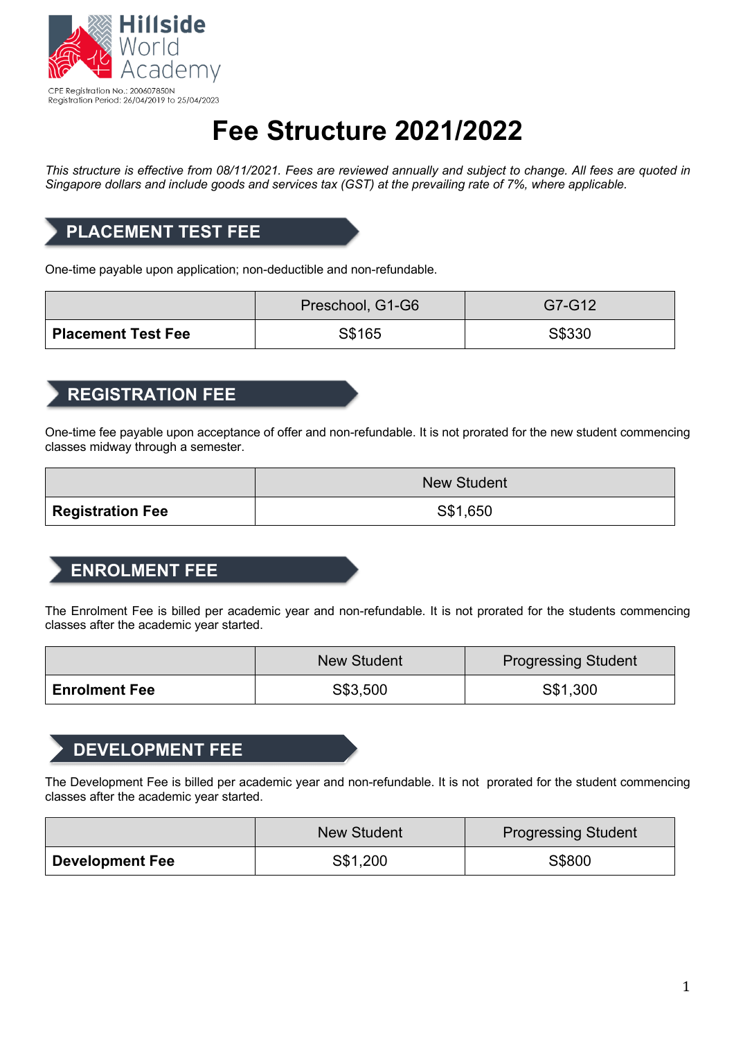Hillside World Academy

CPE Registration No.: 200607850N
Registration Period: 26/04/2019 to 25/04/2023

# Fee Structure 2021/2022

*This structure is effective from 08/11/2021. Fees are reviewed annually and subject to change. All fees are quoted in Singapore dollars and include goods and services tax (GST) at the prevailing rate of 7%, where applicable.*

## PLACEMENT TEST FEE

One-time payable upon application; non-deductible and non-refundable.

| | Preschool, G1-G6 | G7-G12 |
|---|---|---|
| **Placement Test Fee** | S$165 | S$330 |

## REGISTRATION FEE

One-time fee payable upon acceptance of offer and non-refundable. It is not prorated for the new student commencing classes midway through a semester.

| | New Student |
|---|---|
| **Registration Fee** | S$1,650 |

## ENROLMENT FEE

The Enrolment Fee is billed per academic year and non-refundable. It is not prorated for the students commencing classes after the academic year started.

| | New Student | Progressing Student |
|---|---|---|
| **Enrolment Fee** | S$3,500 | S$1,300 |

## DEVELOPMENT FEE

The Development Fee is billed per academic year and non-refundable. It is not prorated for the student commencing classes after the academic year started.

| | New Student | Progressing Student |
|---|---|---|
| **Development Fee** | S$1,200 | S$800 |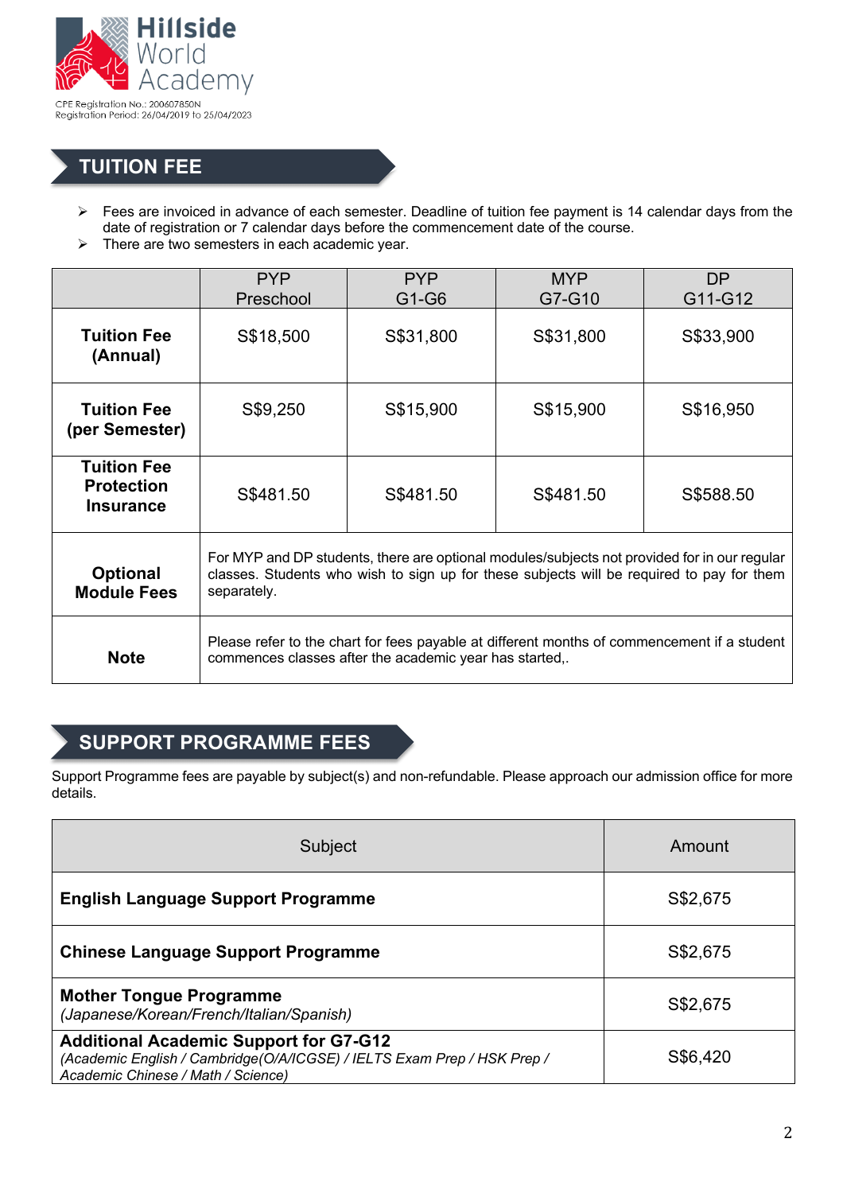Hillside World Academy

CPE Registration No.: 200607850N
Registration Period: 26/04/2019 to 25/04/2023

## TUITION FEE

- Fees are invoiced in advance of each semester. Deadline of tuition fee payment is 14 calendar days from the date of registration or 7 calendar days before the commencement date of the course.
- There are two semesters in each academic year.

| | PYP Preschool | PYP G1-G6 | MYP G7-G10 | DP G11-G12 |
|---|---|---|---|---|
| **Tuition Fee (Annual)** | S$18,500 | S$31,800 | S$31,800 | S$33,900 |
| **Tuition Fee (per Semester)** | S$9,250 | S$15,900 | S$15,900 | S$16,950 |
| **Tuition Fee Protection Insurance** | S$481.50 | S$481.50 | S$481.50 | S$588.50 |
| **Optional Module Fees** | For MYP and DP students, there are optional modules/subjects not provided for in our regular classes. Students who wish to sign up for these subjects will be required to pay for them separately. | | | |
| **Note** | Please refer to the chart for fees payable at different months of commencement if a student commences classes after the academic year has started,. | | | |

## SUPPORT PROGRAMME FEES

Support Programme fees are payable by subject(s) and non-refundable. Please approach our admission office for more details.

| Subject | Amount |
|---|---|
| **English Language Support Programme** | S$2,675 |
| **Chinese Language Support Programme** | S$2,675 |
| **Mother Tongue Programme** *(Japanese/Korean/French/Italian/Spanish)* | S$2,675 |
| **Additional Academic Support for G7-G12** *(Academic English / Cambridge(O/A/ICGSE) / IELTS Exam Prep / HSK Prep / Academic Chinese / Math / Science)* | S$6,420 |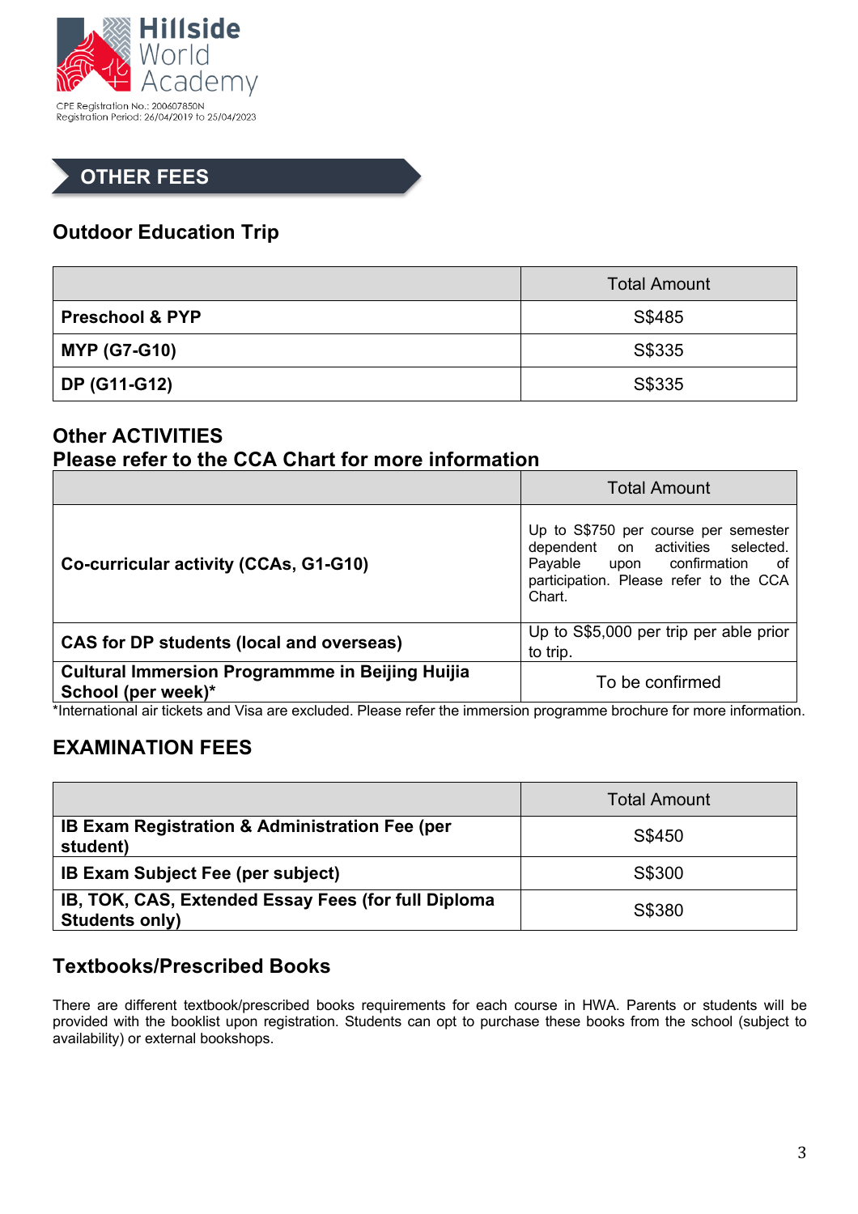Hillside World Academy

CPE Registration No.: 200607850N
Registration Period: 26/04/2019 to 25/04/2023

## OTHER FEES

### Outdoor Education Trip

| | Total Amount |
|---|---|
| **Preschool & PYP** | S$485 |
| **MYP (G7-G10)** | S$335 |
| **DP (G11-G12)** | S$335 |

### Other ACTIVITIES
### Please refer to the CCA Chart for more information

| | Total Amount |
|---|---|
| **Co-curricular activity (CCAs, G1-G10)** | Up to S$750 per course per semester dependent on activities selected. Payable upon confirmation of participation. Please refer to the CCA Chart. |
| **CAS for DP students (local and overseas)** | Up to S$5,000 per trip per able prior to trip. |
| **Cultural Immersion Programmme in Beijing Huijia School (per week)*** | To be confirmed |

*International air tickets and Visa are excluded. Please refer the immersion programme brochure for more information.

## EXAMINATION FEES

| | Total Amount |
|---|---|
| **IB Exam Registration & Administration Fee (per student)** | S$450 |
| **IB Exam Subject Fee (per subject)** | S$300 |
| **IB, TOK, CAS, Extended Essay Fees (for full Diploma Students only)** | S$380 |

### Textbooks/Prescribed Books

There are different textbook/prescribed books requirements for each course in HWA. Parents or students will be provided with the booklist upon registration. Students can opt to purchase these books from the school (subject to availability) or external bookshops.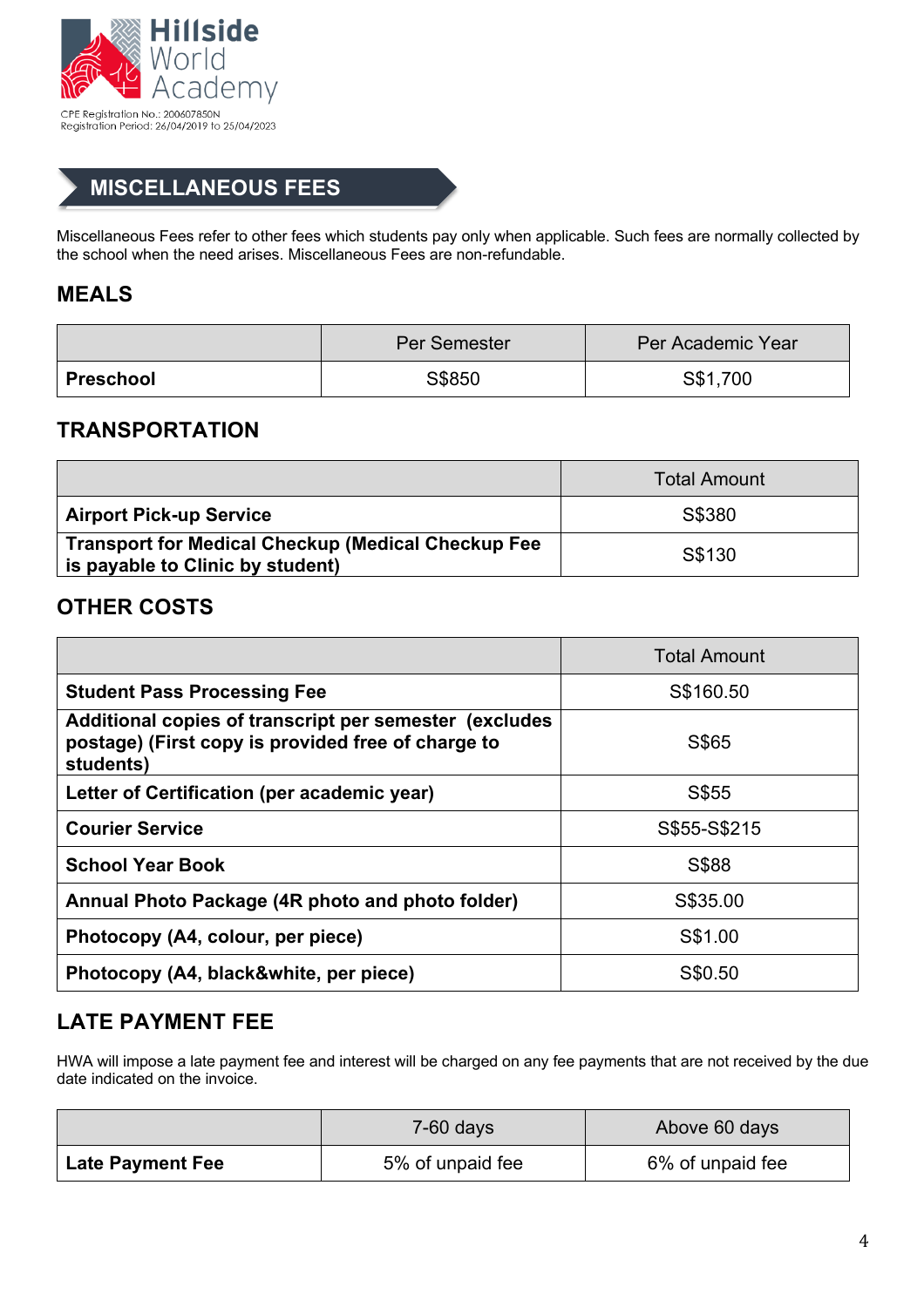Hillside World Academy

CPE Registration No.: 200607850N
Registration Period: 26/04/2019 to 25/04/2023

# MISCELLANEOUS FEES

Miscellaneous Fees refer to other fees which students pay only when applicable. Such fees are normally collected by the school when the need arises. Miscellaneous Fees are non-refundable.

## MEALS

| | Per Semester | Per Academic Year |
|---|---|---|
| **Preschool** | S$850 | S$1,700 |

## TRANSPORTATION

| | Total Amount |
|---|---|
| **Airport Pick-up Service** | S$380 |
| **Transport for Medical Checkup (Medical Checkup Fee is payable to Clinic by student)** | S$130 |

## OTHER COSTS

| | Total Amount |
|---|---|
| **Student Pass Processing Fee** | S$160.50 |
| **Additional copies of transcript per semester (excludes postage) (First copy is provided free of charge to students)** | S$65 |
| **Letter of Certification (per academic year)** | S$55 |
| **Courier Service** | S$55-S$215 |
| **School Year Book** | S$88 |
| **Annual Photo Package (4R photo and photo folder)** | S$35.00 |
| **Photocopy (A4, colour, per piece)** | S$1.00 |
| **Photocopy (A4, black&white, per piece)** | S$0.50 |

## LATE PAYMENT FEE

HWA will impose a late payment fee and interest will be charged on any fee payments that are not received by the due date indicated on the invoice.

| | 7-60 days | Above 60 days |
|---|---|---|
| **Late Payment Fee** | 5% of unpaid fee | 6% of unpaid fee |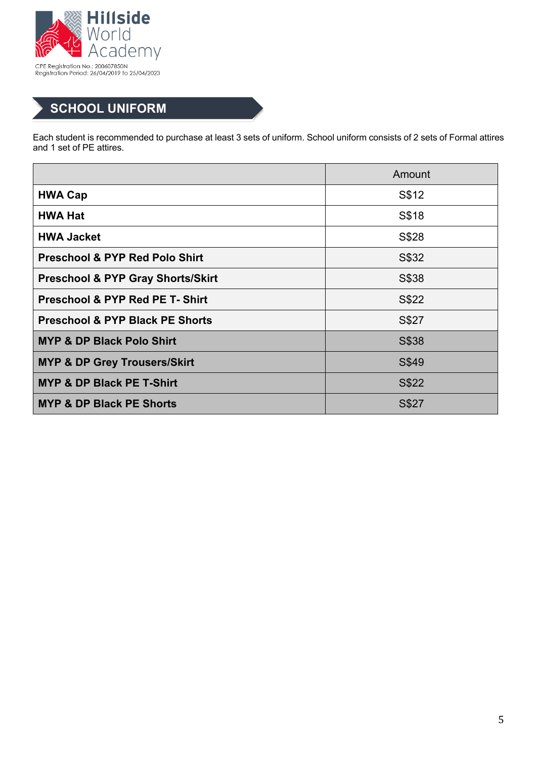Hillside World Academy

CPE Registration No.: 200607850N
Registration Period: 26/04/2019 to 25/04/2023

## SCHOOL UNIFORM

Each student is recommended to purchase at least 3 sets of uniform. School uniform consists of 2 sets of Formal attires and 1 set of PE attires.

| | Amount |
|---|---|
| **HWA Cap** | S$12 |
| **HWA Hat** | S$18 |
| **HWA Jacket** | S$28 |
| **Preschool & PYP Red Polo Shirt** | S$32 |
| **Preschool & PYP Gray Shorts/Skirt** | S$38 |
| **Preschool & PYP Red PE T- Shirt** | S$22 |
| **Preschool & PYP Black PE Shorts** | S$27 |
| **MYP & DP Black Polo Shirt** | S$38 |
| **MYP & DP Grey Trousers/Skirt** | S$49 |
| **MYP & DP Black PE T-Shirt** | S$22 |
| **MYP & DP Black PE Shorts** | S$27 |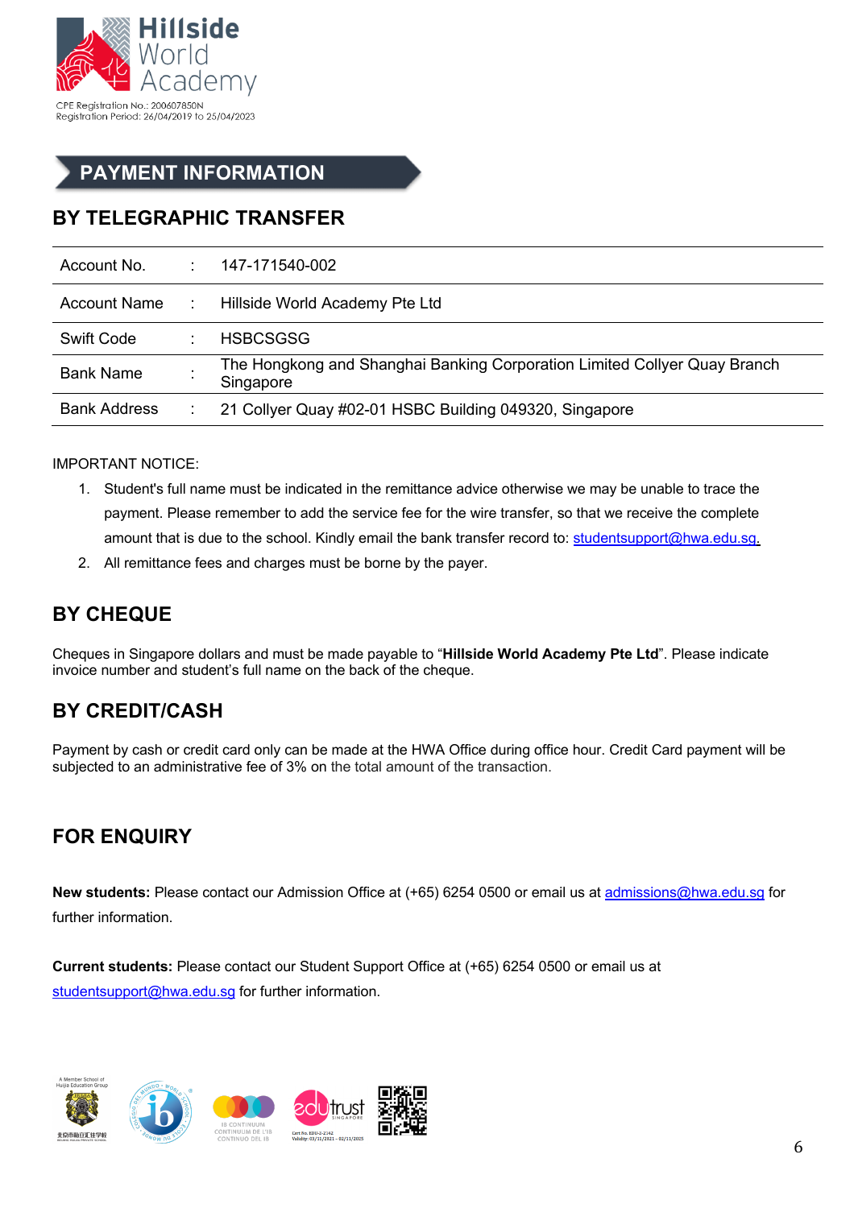Hillside World Academy

CPE Registration No.: 200607850N
Registration Period: 26/04/2019 to 25/04/2023

# PAYMENT INFORMATION

## BY TELEGRAPHIC TRANSFER

| | | |
|---|---|---|
| Account No. | : | 147-171540-002 |
| Account Name | : | Hillside World Academy Pte Ltd |
| Swift Code | : | HSBCSGSG |
| Bank Name | : | The Hongkong and Shanghai Banking Corporation Limited Collyer Quay Branch Singapore |
| Bank Address | : | 21 Collyer Quay #02-01 HSBC Building 049320, Singapore |

IMPORTANT NOTICE:

1. Student's full name must be indicated in the remittance advice otherwise we may be unable to trace the payment. Please remember to add the service fee for the wire transfer, so that we receive the complete amount that is due to the school. Kindly email the bank transfer record to: studentsupport@hwa.edu.sg.
2. All remittance fees and charges must be borne by the payer.

## BY CHEQUE

Cheques in Singapore dollars and must be made payable to "**Hillside World Academy Pte Ltd**". Please indicate invoice number and student's full name on the back of the cheque.

## BY CREDIT/CASH

Payment by cash or credit card only can be made at the HWA Office during office hour. Credit Card payment will be subjected to an administrative fee of 3% on the total amount of the transaction.

## FOR ENQUIRY

**New students:** Please contact our Admission Office at (+65) 6254 0500 or email us at admissions@hwa.edu.sg for further information.

**Current students:** Please contact our Student Support Office at (+65) 6254 0500 or email us at studentsupport@hwa.edu.sg for further information.